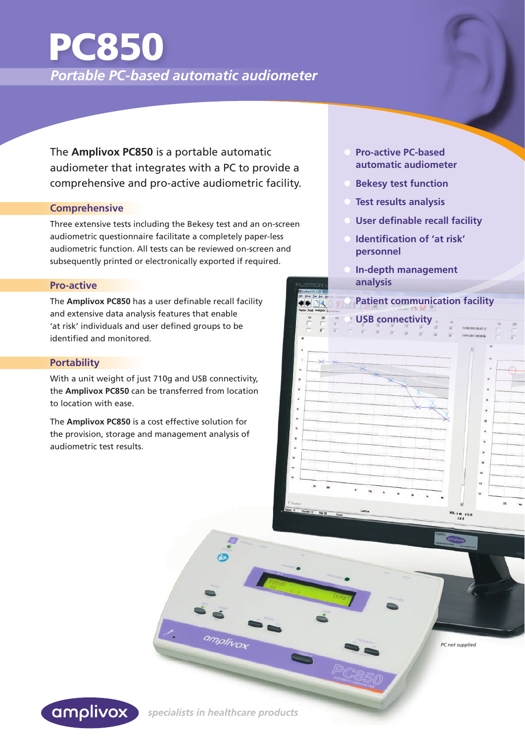# PC850

## *Portable PC-based automatic audiometer*

The **Amplivox PC850** is a portable automatic audiometer that integrates with a PC to provide a comprehensive and pro-active audiometric facility.

### Comprehensive

Three extensive tests including the Bekesy test and an on-screen audiometric questionnaire facilitate a completely paper-less audiometric function. All tests can be reviewed on-screen and subsequently printed or electronically exported if required.

### Pro-active

The **Amplivox PC850** has a user definable recall facility and extensive data analysis features that enable 'at risk' individuals and user defined groups to be identified and monitored.

### Portability

With a unit weight of just 710g and USB connectivity, the **Amplivox PC850** can be transferred from location to location with ease.

The **Amplivox PC850** is a cost effective solution for the provision, storage and management analysis of audiometric test results.

- **Pro-active PC-based automatic audiometer**
- **Bekesy test function**
- **Test results analysis**
- **User definable recall facility**
- **Identification of 'at risk' personnel**
- **In-depth management analysis**
- **Patient communication facility**
- **USB connectivity**

*PC not supplied*

amplivox *specialists in healthcare products*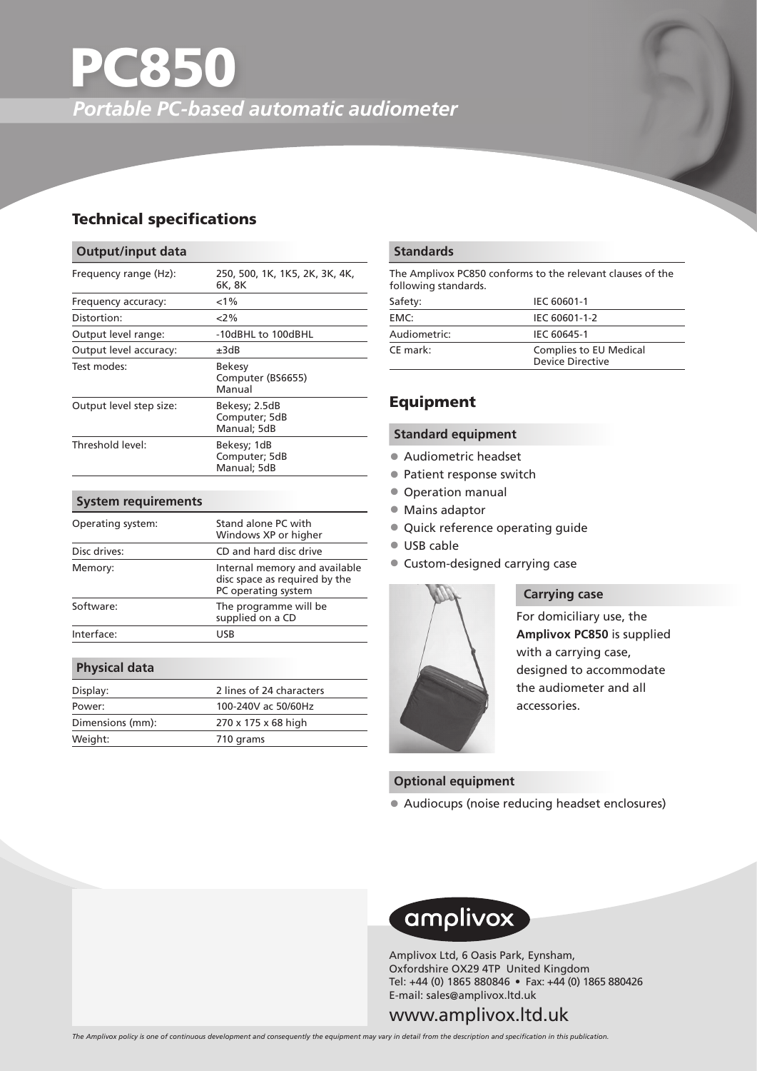# PC850

*Portable PC-based automatic audiometer*

## Technical specifications

### Output/input data

| | |
|---|---|
| Frequency range (Hz): | 250, 500, 1K, 1K5, 2K, 3K, 4K, 6K, 8K |
| Frequency accuracy: | <1% |
| Distortion: | <2% |
| Output level range: | -10dBHL to 100dBHL |
| Output level accuracy: | ±3dB |
| Test modes: | Bekesy<br>Computer (BS6655)<br>Manual |
| Output level step size: | Bekesy; 2.5dB<br>Computer; 5dB<br>Manual; 5dB |
| Threshold level: | Bekesy; 1dB<br>Computer; 5dB<br>Manual; 5dB |

### System requirements

| | |
|---|---|
| Operating system: | Stand alone PC with Windows XP or higher |
| Disc drives: | CD and hard disc drive |
| Memory: | Internal memory and available disc space as required by the PC operating system |
| Software: | The programme will be supplied on a CD |
| Interface: | USB |

### Physical data

| | |
|---|---|
| Display: | 2 lines of 24 characters |
| Power: | 100-240V ac 50/60Hz |
| Dimensions (mm): | 270 x 175 x 68 high |
| Weight: | 710 grams |

### Standards

The Amplivox PC850 conforms to the relevant clauses of the following standards.

| | |
|---|---|
| Safety: | IEC 60601-1 |
| EMC: | IEC 60601-1-2 |
| Audiometric: | IEC 60645-1 |
| CE mark: | Complies to EU Medical Device Directive |

## Equipment

### Standard equipment

- Audiometric headset
- Patient response switch
- Operation manual
- Mains adaptor
- Quick reference operating guide
- USB cable
- Custom-designed carrying case

### Carrying case

For domiciliary use, the **Amplivox PC850** is supplied with a carrying case, designed to accommodate the audiometer and all accessories.

### Optional equipment

- Audiocups (noise reducing headset enclosures)

amplivox

Amplivox Ltd, 6 Oasis Park, Eynsham, Oxfordshire OX29 4TP United Kingdom
Tel: +44 (0) 1865 880846 • Fax: +44 (0) 1865 880426
E-mail: sales@amplivox.ltd.uk

www.amplivox.ltd.uk

*The Amplivox policy is one of continuous development and consequently the equipment may vary in detail from the description and specification in this publication.*